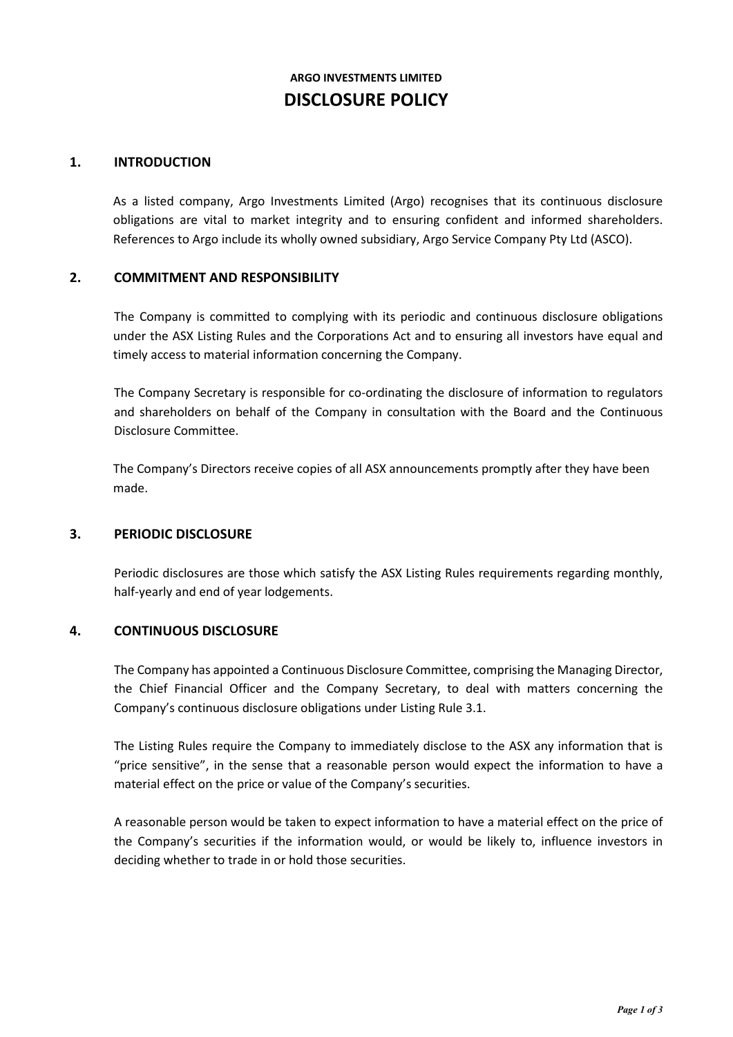**ARGO INVESTMENTS LIMITED**

# DISCLOSURE POLICY

## 1. INTRODUCTION

As a listed company, Argo Investments Limited (Argo) recognises that its continuous disclosure obligations are vital to market integrity and to ensuring confident and informed shareholders. References to Argo include its wholly owned subsidiary, Argo Service Company Pty Ltd (ASCO).

## 2. COMMITMENT AND RESPONSIBILITY

The Company is committed to complying with its periodic and continuous disclosure obligations under the ASX Listing Rules and the Corporations Act and to ensuring all investors have equal and timely access to material information concerning the Company.

The Company Secretary is responsible for co-ordinating the disclosure of information to regulators and shareholders on behalf of the Company in consultation with the Board and the Continuous Disclosure Committee.

The Company's Directors receive copies of all ASX announcements promptly after they have been made.

## 3. PERIODIC DISCLOSURE

Periodic disclosures are those which satisfy the ASX Listing Rules requirements regarding monthly, half-yearly and end of year lodgements.

## 4. CONTINUOUS DISCLOSURE

The Company has appointed a Continuous Disclosure Committee, comprising the Managing Director, the Chief Financial Officer and the Company Secretary, to deal with matters concerning the Company's continuous disclosure obligations under Listing Rule 3.1.

The Listing Rules require the Company to immediately disclose to the ASX any information that is "price sensitive", in the sense that a reasonable person would expect the information to have a material effect on the price or value of the Company's securities.

A reasonable person would be taken to expect information to have a material effect on the price of the Company's securities if the information would, or would be likely to, influence investors in deciding whether to trade in or hold those securities.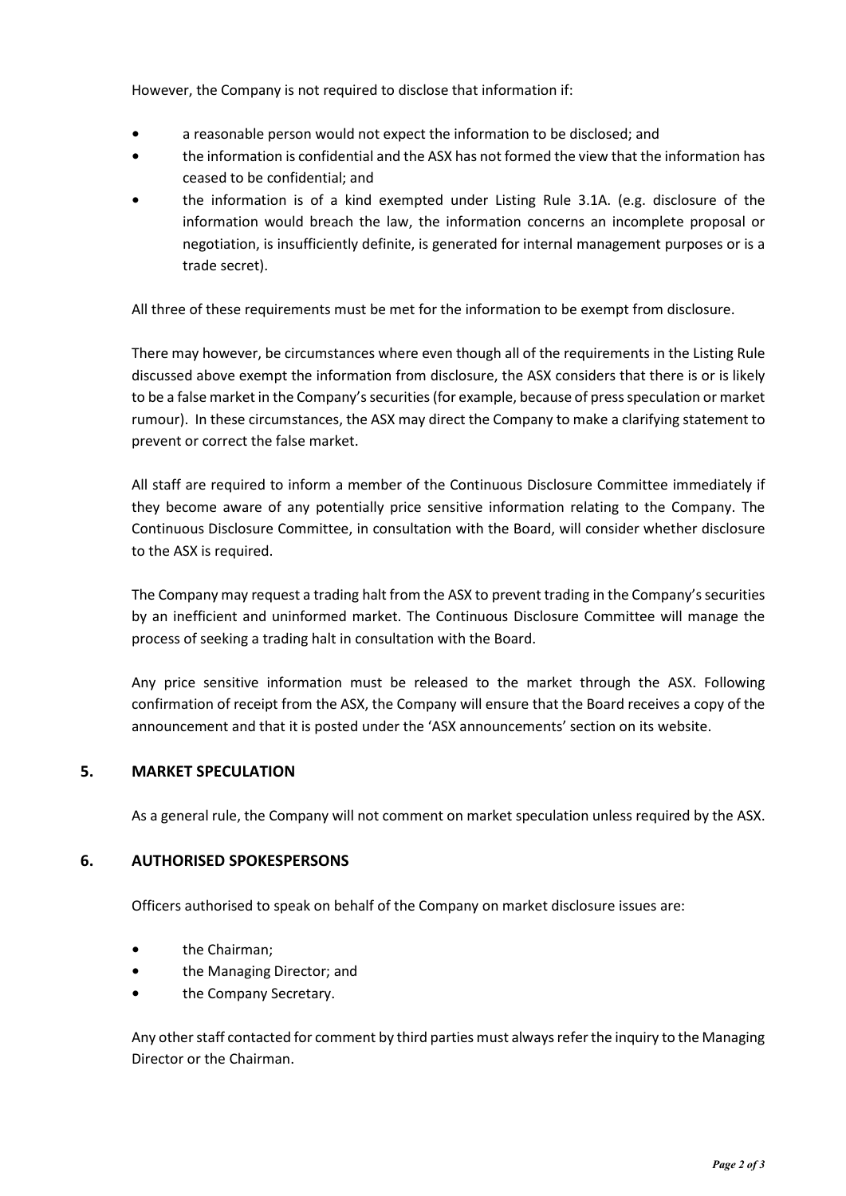However, the Company is not required to disclose that information if:

- a reasonable person would not expect the information to be disclosed; and
- the information is confidential and the ASX has not formed the view that the information has ceased to be confidential; and
- the information is of a kind exempted under Listing Rule 3.1A. (e.g. disclosure of the information would breach the law, the information concerns an incomplete proposal or negotiation, is insufficiently definite, is generated for internal management purposes or is a trade secret).

All three of these requirements must be met for the information to be exempt from disclosure.

There may however, be circumstances where even though all of the requirements in the Listing Rule discussed above exempt the information from disclosure, the ASX considers that there is or is likely to be a false market in the Company's securities (for example, because of press speculation or market rumour). In these circumstances, the ASX may direct the Company to make a clarifying statement to prevent or correct the false market.

All staff are required to inform a member of the Continuous Disclosure Committee immediately if they become aware of any potentially price sensitive information relating to the Company. The Continuous Disclosure Committee, in consultation with the Board, will consider whether disclosure to the ASX is required.

The Company may request a trading halt from the ASX to prevent trading in the Company's securities by an inefficient and uninformed market. The Continuous Disclosure Committee will manage the process of seeking a trading halt in consultation with the Board.

Any price sensitive information must be released to the market through the ASX. Following confirmation of receipt from the ASX, the Company will ensure that the Board receives a copy of the announcement and that it is posted under the 'ASX announcements' section on its website.

## 5. MARKET SPECULATION

As a general rule, the Company will not comment on market speculation unless required by the ASX.

## 6. AUTHORISED SPOKESPERSONS

Officers authorised to speak on behalf of the Company on market disclosure issues are:

- the Chairman;
- the Managing Director; and
- the Company Secretary.

Any other staff contacted for comment by third parties must always refer the inquiry to the Managing Director or the Chairman.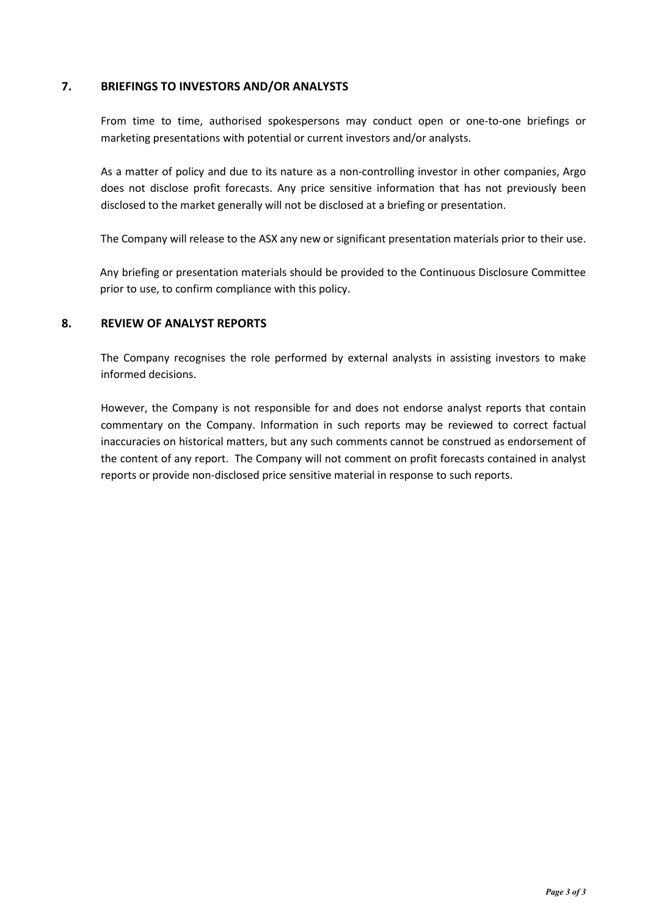## 7. BRIEFINGS TO INVESTORS AND/OR ANALYSTS

From time to time, authorised spokespersons may conduct open or one-to-one briefings or marketing presentations with potential or current investors and/or analysts.

As a matter of policy and due to its nature as a non-controlling investor in other companies, Argo does not disclose profit forecasts. Any price sensitive information that has not previously been disclosed to the market generally will not be disclosed at a briefing or presentation.

The Company will release to the ASX any new or significant presentation materials prior to their use.

Any briefing or presentation materials should be provided to the Continuous Disclosure Committee prior to use, to confirm compliance with this policy.

## 8. REVIEW OF ANALYST REPORTS

The Company recognises the role performed by external analysts in assisting investors to make informed decisions.

However, the Company is not responsible for and does not endorse analyst reports that contain commentary on the Company. Information in such reports may be reviewed to correct factual inaccuracies on historical matters, but any such comments cannot be construed as endorsement of the content of any report. The Company will not comment on profit forecasts contained in analyst reports or provide non-disclosed price sensitive material in response to such reports.